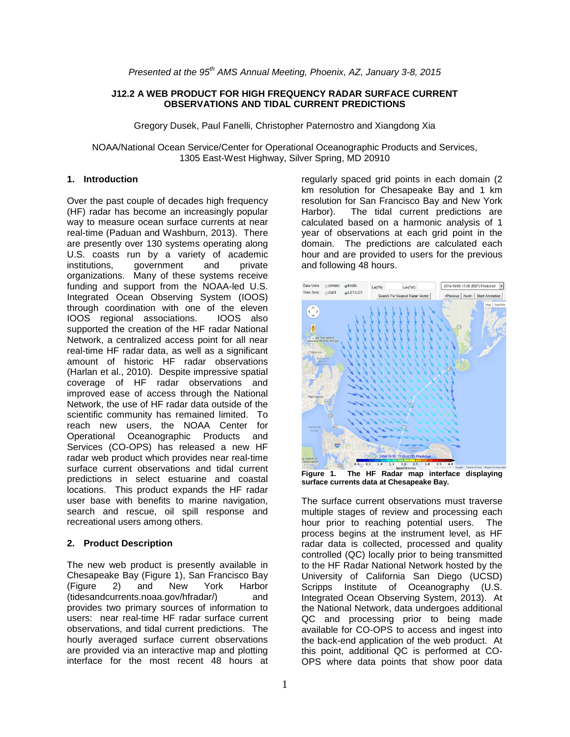*Presented at the 95th AMS Annual Meeting, Phoenix, AZ, January 3-8, 2015*

# J12.2 A WEB PRODUCT FOR HIGH FREQUENCY RADAR SURFACE CURRENT OBSERVATIONS AND TIDAL CURRENT PREDICTIONS

Gregory Dusek, Paul Fanelli, Christopher Paternostro and Xiangdong Xia

NOAA/National Ocean Service/Center for Operational Oceanographic Products and Services, 1305 East-West Highway, Silver Spring, MD 20910

## 1. Introduction

Over the past couple of decades high frequency (HF) radar has become an increasingly popular way to measure ocean surface currents at near real-time (Paduan and Washburn, 2013). There are presently over 130 systems operating along U.S. coasts run by a variety of academic institutions, government and private organizations. Many of these systems receive funding and support from the NOAA-led U.S. Integrated Ocean Observing System (IOOS) through coordination with one of the eleven IOOS regional associations. IOOS also supported the creation of the HF radar National Network, a centralized access point for all near real-time HF radar data, as well as a significant amount of historic HF radar observations (Harlan et al., 2010). Despite impressive spatial coverage of HF radar observations and improved ease of access through the National Network, the use of HF radar data outside of the scientific community has remained limited. To reach new users, the NOAA Center for Operational Oceanographic Products and Services (CO-OPS) has released a new HF radar web product which provides near real-time surface current observations and tidal current predictions in select estuarine and coastal locations. This product expands the HF radar user base with benefits to marine navigation, search and rescue, oil spill response and recreational users among others.

## 2. Product Description

The new web product is presently available in Chesapeake Bay (Figure 1), San Francisco Bay (Figure 2) and New York Harbor (tidesandcurrents.noaa.gov/hfradar/) and provides two primary sources of information to users: near real-time HF radar surface current observations, and tidal current predictions. The hourly averaged surface current observations are provided via an interactive map and plotting interface for the most recent 48 hours at regularly spaced grid points in each domain (2 km resolution for Chesapeake Bay and 1 km resolution for San Francisco Bay and New York Harbor). The tidal current predictions are calculated based on a harmonic analysis of 1 year of observations at each grid point in the domain. The predictions are calculated each hour and are provided to users for the previous and following 48 hours.

**Figure 1. The HF Radar map interface displaying surface currents data at Chesapeake Bay.**

The surface current observations must traverse multiple stages of review and processing each hour prior to reaching potential users. The process begins at the instrument level, as HF radar data is collected, processed and quality controlled (QC) locally prior to being transmitted to the HF Radar National Network hosted by the University of California San Diego (UCSD) Scripps Institute of Oceanography (U.S. Integrated Ocean Observing System, 2013). At the National Network, data undergoes additional QC and processing prior to being made available for CO-OPS to access and ingest into the back-end application of the web product. At this point, additional QC is performed at CO-OPS where data points that show poor data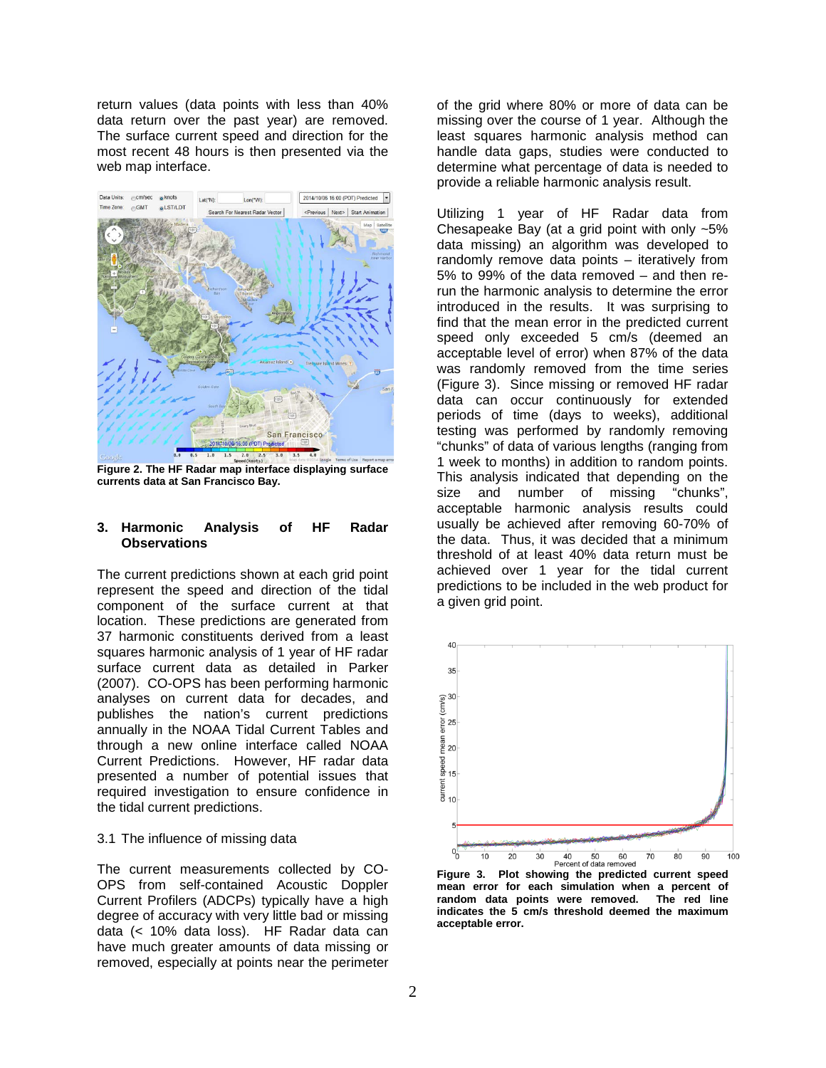return values (data points with less than 40% data return over the past year) are removed. The surface current speed and direction for the most recent 48 hours is then presented via the web map interface.

**Figure 2. The HF Radar map interface displaying surface currents data at San Francisco Bay.**

## 3. Harmonic Analysis of HF Radar Observations

The current predictions shown at each grid point represent the speed and direction of the tidal component of the surface current at that location. These predictions are generated from 37 harmonic constituents derived from a least squares harmonic analysis of 1 year of HF radar surface current data as detailed in Parker (2007). CO-OPS has been performing harmonic analyses on current data for decades, and publishes the nation's current predictions annually in the NOAA Tidal Current Tables and through a new online interface called NOAA Current Predictions. However, HF radar data presented a number of potential issues that required investigation to ensure confidence in the tidal current predictions.

### 3.1 The influence of missing data

The current measurements collected by CO-OPS from self-contained Acoustic Doppler Current Profilers (ADCPs) typically have a high degree of accuracy with very little bad or missing data (< 10% data loss). HF Radar data can have much greater amounts of data missing or removed, especially at points near the perimeter of the grid where 80% or more of data can be missing over the course of 1 year. Although the least squares harmonic analysis method can handle data gaps, studies were conducted to determine what percentage of data is needed to provide a reliable harmonic analysis result.

Utilizing 1 year of HF Radar data from Chesapeake Bay (at a grid point with only ~5% data missing) an algorithm was developed to randomly remove data points – iteratively from 5% to 99% of the data removed – and then re-run the harmonic analysis to determine the error introduced in the results. It was surprising to find that the mean error in the predicted current speed only exceeded 5 cm/s (deemed an acceptable level of error) when 87% of the data was randomly removed from the time series (Figure 3). Since missing or removed HF radar data can occur continuously for extended periods of time (days to weeks), additional testing was performed by randomly removing "chunks" of data of various lengths (ranging from 1 week to months) in addition to random points. This analysis indicated that depending on the size and number of missing "chunks", acceptable harmonic analysis results could usually be achieved after removing 60-70% of the data. Thus, it was decided that a minimum threshold of at least 40% data return must be achieved over 1 year for the tidal current predictions to be included in the web product for a given grid point.

current speed mean error (cm/s)
0
5
10
15
20
25
30
35
40
Percent of data removed
0
10
20
30
40
50
60
70
80
90
100

**Figure 3. Plot showing the predicted current speed mean error for each simulation when a percent of random data points were removed. The red line indicates the 5 cm/s threshold deemed the maximum acceptable error.**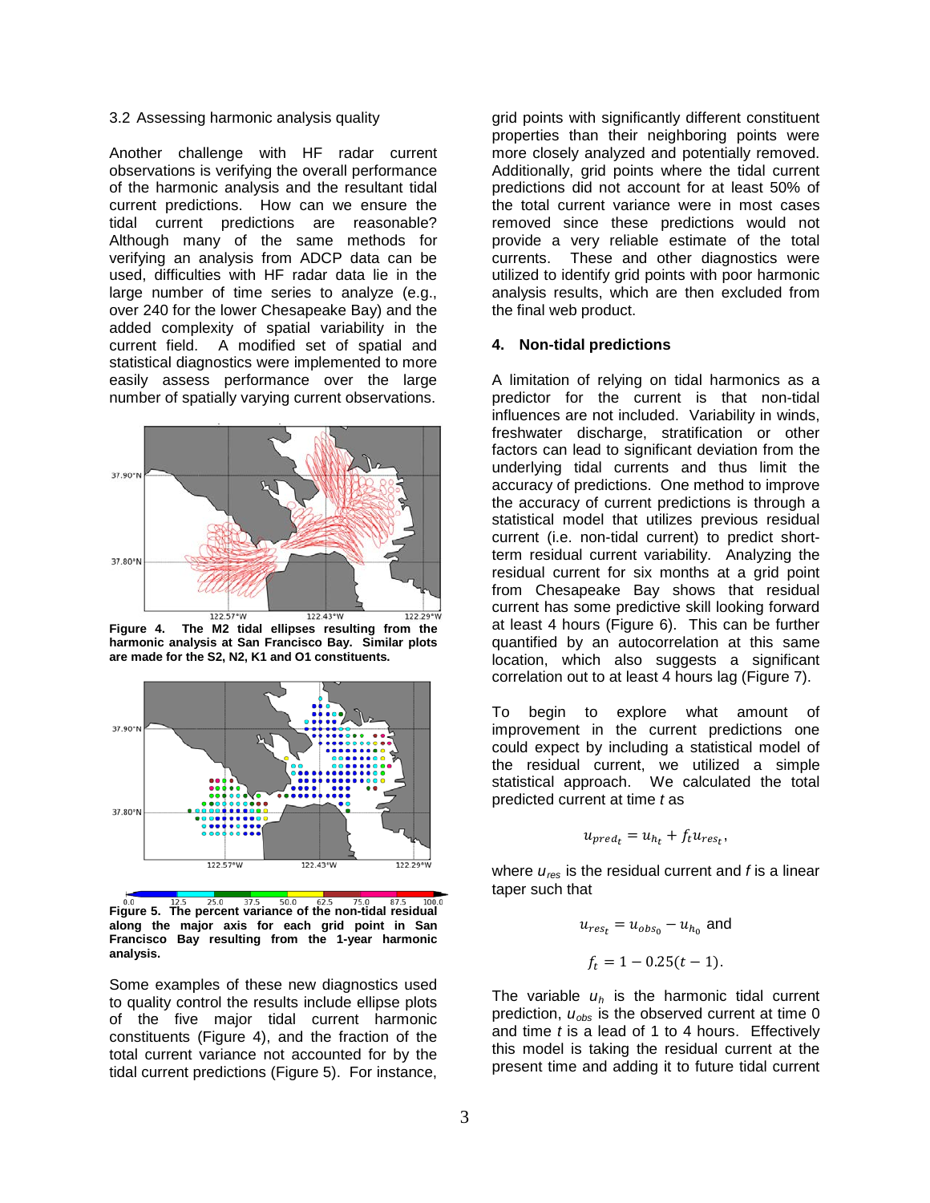3.2 Assessing harmonic analysis quality

Another challenge with HF radar current observations is verifying the overall performance of the harmonic analysis and the resultant tidal current predictions. How can we ensure the tidal current predictions are reasonable? Although many of the same methods for verifying an analysis from ADCP data can be used, difficulties with HF radar data lie in the large number of time series to analyze (e.g., over 240 for the lower Chesapeake Bay) and the added complexity of spatial variability in the current field. A modified set of spatial and statistical diagnostics were implemented to more easily assess performance over the large number of spatially varying current observations.

37.90°N
37.80°N
122.57°W
122.43°W
122.29°W

**Figure 4. The M2 tidal ellipses resulting from the harmonic analysis at San Francisco Bay. Similar plots are made for the S2, N2, K1 and O1 constituents.**

37.90°N
37.80°N
122.57°W
122.43°W
122.29°W
0.0 12.5 25.0 37.5 50.0 62.5 75.0 87.5 100.0

**Figure 5. The percent variance of the non-tidal residual along the major axis for each grid point in San Francisco Bay resulting from the 1-year harmonic analysis.**

Some examples of these new diagnostics used to quality control the results include ellipse plots of the five major tidal current harmonic constituents (Figure 4), and the fraction of the total current variance not accounted for by the tidal current predictions (Figure 5). For instance, grid points with significantly different constituent properties than their neighboring points were more closely analyzed and potentially removed. Additionally, grid points where the tidal current predictions did not account for at least 50% of the total current variance were in most cases removed since these predictions would not provide a very reliable estimate of the total currents. These and other diagnostics were utilized to identify grid points with poor harmonic analysis results, which are then excluded from the final web product.

## 4. Non-tidal predictions

A limitation of relying on tidal harmonics as a predictor for the current is that non-tidal influences are not included. Variability in winds, freshwater discharge, stratification or other factors can lead to significant deviation from the underlying tidal currents and thus limit the accuracy of predictions. One method to improve the accuracy of current predictions is through a statistical model that utilizes previous residual current (i.e. non-tidal current) to predict short-term residual current variability. Analyzing the residual current for six months at a grid point from Chesapeake Bay shows that residual current has some predictive skill looking forward at least 4 hours (Figure 6). This can be further quantified by an autocorrelation at this same location, which also suggests a significant correlation out to at least 4 hours lag (Figure 7).

To begin to explore what amount of improvement in the current predictions one could expect by including a statistical model of the residual current, we utilized a simple statistical approach. We calculated the total predicted current at time *t* as

$$u_{pred_t} = u_{h_t} + f_t u_{res_t},$$

where $u_{res}$ is the residual current and *f* is a linear taper such that

$$u_{res_t} = u_{obs_0} - u_{h_0} \text{ and}$$

$$f_t = 1 - 0.25(t - 1).$$

The variable $u_h$ is the harmonic tidal current prediction, $u_{obs}$ is the observed current at time 0 and time *t* is a lead of 1 to 4 hours. Effectively this model is taking the residual current at the present time and adding it to future tidal current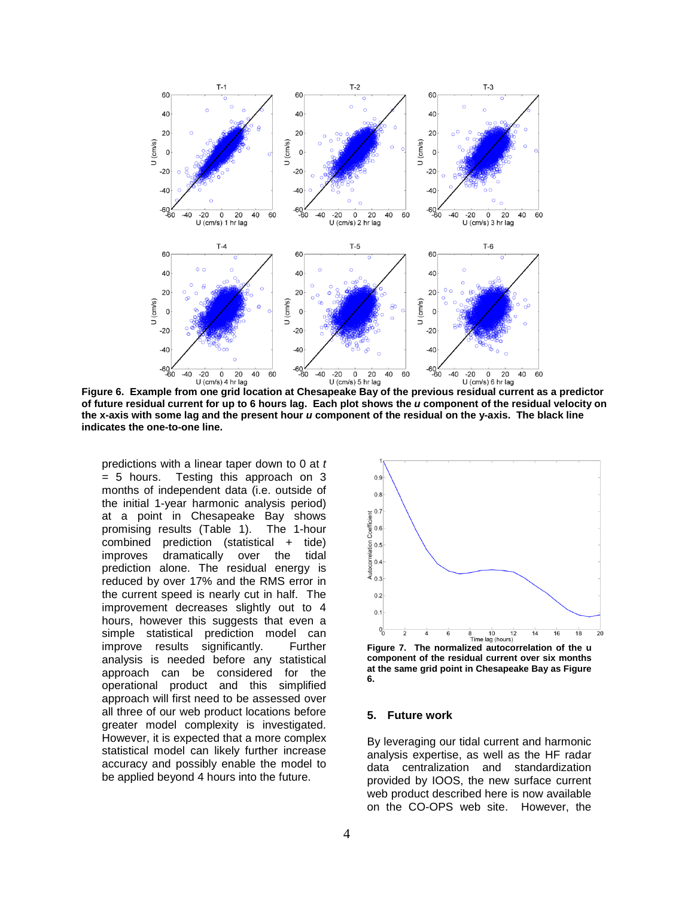T-1

60
40
20
0
-20
-40
-60

U (cm/s)

-60 -40 -20 0 20 40 60
U (cm/s) 1 hr lag

T-2

U (cm/s)

U (cm/s) 2 hr lag

T-3

U (cm/s)

U (cm/s) 3 hr lag

T-4

U (cm/s)

U (cm/s) 4 hr lag

T-5

U (cm/s)

U (cm/s) 5 hr lag

T-6

U (cm/s)

U (cm/s) 6 hr lag

**Figure 6. Example from one grid location at Chesapeake Bay of the previous residual current as a predictor of future residual current for up to 6 hours lag. Each plot shows the *u* component of the residual velocity on the x-axis with some lag and the present hour *u* component of the residual on the y-axis. The black line indicates the one-to-one line.**

predictions with a linear taper down to 0 at $t$ = 5 hours. Testing this approach on 3 months of independent data (i.e. outside of the initial 1-year harmonic analysis period) at a point in Chesapeake Bay shows promising results (Table 1). The 1-hour combined prediction (statistical + tide) improves dramatically over the tidal prediction alone. The residual energy is reduced by over 17% and the RMS error in the current speed is nearly cut in half. The improvement decreases slightly out to 4 hours, however this suggests that even a simple statistical prediction model can improve results significantly. Further analysis is needed before any statistical approach can be considered for the operational product and this simplified approach will first need to be assessed over all three of our web product locations before greater model complexity is investigated. However, it is expected that a more complex statistical model can likely further increase accuracy and possibly enable the model to be applied beyond 4 hours into the future.

Autocorrelation Coefficient

1
0.9
0.8
0.7
0.6
0.5
0.4
0.3
0.2
0.1
0

0 2 4 6 8 10 12 14 16 18 20
Time lag (hours)

**Figure 7. The normalized autocorrelation of the u component of the residual current over six months at the same grid point in Chesapeake Bay as Figure 6.**

## 5. Future work

By leveraging our tidal current and harmonic analysis expertise, as well as the HF radar data centralization and standardization provided by IOOS, the new surface current web product described here is now available on the CO-OPS web site. However, the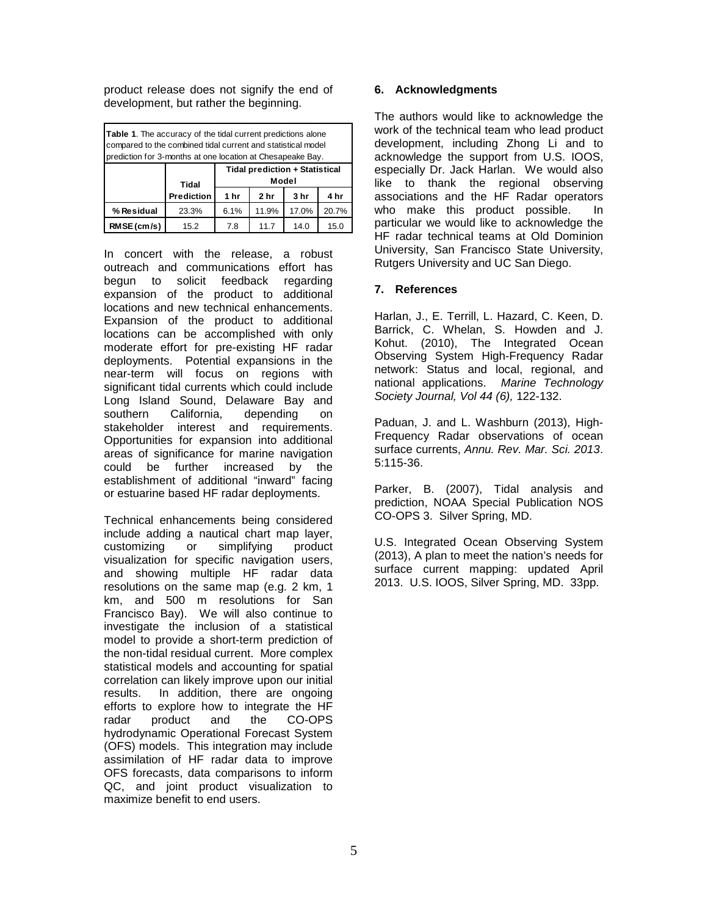product release does not signify the end of development, but rather the beginning.

**Table 1**. The accuracy of the tidal current predictions alone compared to the combined tidal current and statistical model prediction for 3-months at one location at Chesapeake Bay.

| | Tidal | Tidal prediction + Statistical Model | | | |
|---|---|---|---|---|---|
| | **Prediction** | **1 hr** | **2 hr** | **3 hr** | **4 hr** |
| **% Residual** | 23.3% | 6.1% | 11.9% | 17.0% | 20.7% |
| **RMSE (cm/s)** | 15.2 | 7.8 | 11.7 | 14.0 | 15.0 |

In concert with the release, a robust outreach and communications effort has begun to solicit feedback regarding expansion of the product to additional locations and new technical enhancements. Expansion of the product to additional locations can be accomplished with only moderate effort for pre-existing HF radar deployments. Potential expansions in the near-term will focus on regions with significant tidal currents which could include Long Island Sound, Delaware Bay and southern California, depending on stakeholder interest and requirements. Opportunities for expansion into additional areas of significance for marine navigation could be further increased by the establishment of additional "inward" facing or estuarine based HF radar deployments.

Technical enhancements being considered include adding a nautical chart map layer, customizing or simplifying product visualization for specific navigation users, and showing multiple HF radar data resolutions on the same map (e.g. 2 km, 1 km, and 500 m resolutions for San Francisco Bay). We will also continue to investigate the inclusion of a statistical model to provide a short-term prediction of the non-tidal residual current. More complex statistical models and accounting for spatial correlation can likely improve upon our initial results. In addition, there are ongoing efforts to explore how to integrate the HF radar product and the CO-OPS hydrodynamic Operational Forecast System (OFS) models. This integration may include assimilation of HF radar data to improve OFS forecasts, data comparisons to inform QC, and joint product visualization to maximize benefit to end users.

## 6. Acknowledgments

The authors would like to acknowledge the work of the technical team who lead product development, including Zhong Li and to acknowledge the support from U.S. IOOS, especially Dr. Jack Harlan. We would also like to thank the regional observing associations and the HF Radar operators who make this product possible. In particular we would like to acknowledge the HF radar technical teams at Old Dominion University, San Francisco State University, Rutgers University and UC San Diego.

## 7. References

Harlan, J., E. Terrill, L. Hazard, C. Keen, D. Barrick, C. Whelan, S. Howden and J. Kohut. (2010), The Integrated Ocean Observing System High-Frequency Radar network: Status and local, regional, and national applications. *Marine Technology Society Journal, Vol 44 (6),* 122-132.

Paduan, J. and L. Washburn (2013), High-Frequency Radar observations of ocean surface currents, *Annu. Rev. Mar. Sci. 2013*. 5:115-36.

Parker, B. (2007), Tidal analysis and prediction, NOAA Special Publication NOS CO-OPS 3. Silver Spring, MD.

U.S. Integrated Ocean Observing System (2013), A plan to meet the nation's needs for surface current mapping: updated April 2013. U.S. IOOS, Silver Spring, MD. 33pp.